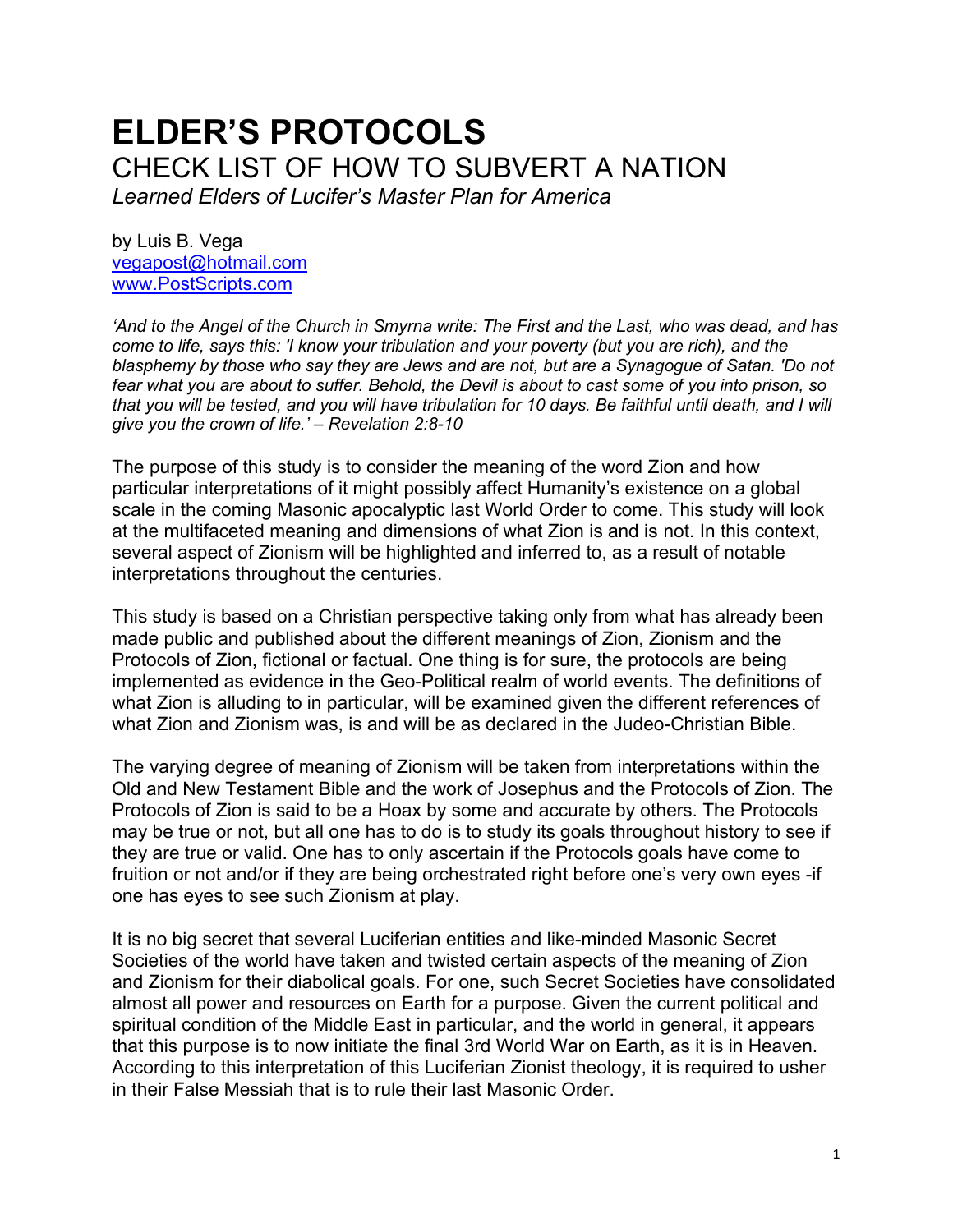# ELDER'S PROTOCOLS

## CHECK LIST OF HOW TO SUBVERT A NATION

*Learned Elders of Lucifer's Master Plan for America*

by Luis B. Vega
vegapost@hotmail.com
www.PostScripts.com

*'And to the Angel of the Church in Smyrna write: The First and the Last, who was dead, and has come to life, says this: 'I know your tribulation and your poverty (but you are rich), and the blasphemy by those who say they are Jews and are not, but are a Synagogue of Satan. 'Do not fear what you are about to suffer. Behold, the Devil is about to cast some of you into prison, so that you will be tested, and you will have tribulation for 10 days. Be faithful until death, and I will give you the crown of life.' – Revelation 2:8-10*

The purpose of this study is to consider the meaning of the word Zion and how particular interpretations of it might possibly affect Humanity's existence on a global scale in the coming Masonic apocalyptic last World Order to come. This study will look at the multifaceted meaning and dimensions of what Zion is and is not. In this context, several aspect of Zionism will be highlighted and inferred to, as a result of notable interpretations throughout the centuries.

This study is based on a Christian perspective taking only from what has already been made public and published about the different meanings of Zion, Zionism and the Protocols of Zion, fictional or factual. One thing is for sure, the protocols are being implemented as evidence in the Geo-Political realm of world events. The definitions of what Zion is alluding to in particular, will be examined given the different references of what Zion and Zionism was, is and will be as declared in the Judeo-Christian Bible.

The varying degree of meaning of Zionism will be taken from interpretations within the Old and New Testament Bible and the work of Josephus and the Protocols of Zion. The Protocols of Zion is said to be a Hoax by some and accurate by others. The Protocols may be true or not, but all one has to do is to study its goals throughout history to see if they are true or valid. One has to only ascertain if the Protocols goals have come to fruition or not and/or if they are being orchestrated right before one's very own eyes -if one has eyes to see such Zionism at play.

It is no big secret that several Luciferian entities and like-minded Masonic Secret Societies of the world have taken and twisted certain aspects of the meaning of Zion and Zionism for their diabolical goals. For one, such Secret Societies have consolidated almost all power and resources on Earth for a purpose. Given the current political and spiritual condition of the Middle East in particular, and the world in general, it appears that this purpose is to now initiate the final 3rd World War on Earth, as it is in Heaven. According to this interpretation of this Luciferian Zionist theology, it is required to usher in their False Messiah that is to rule their last Masonic Order.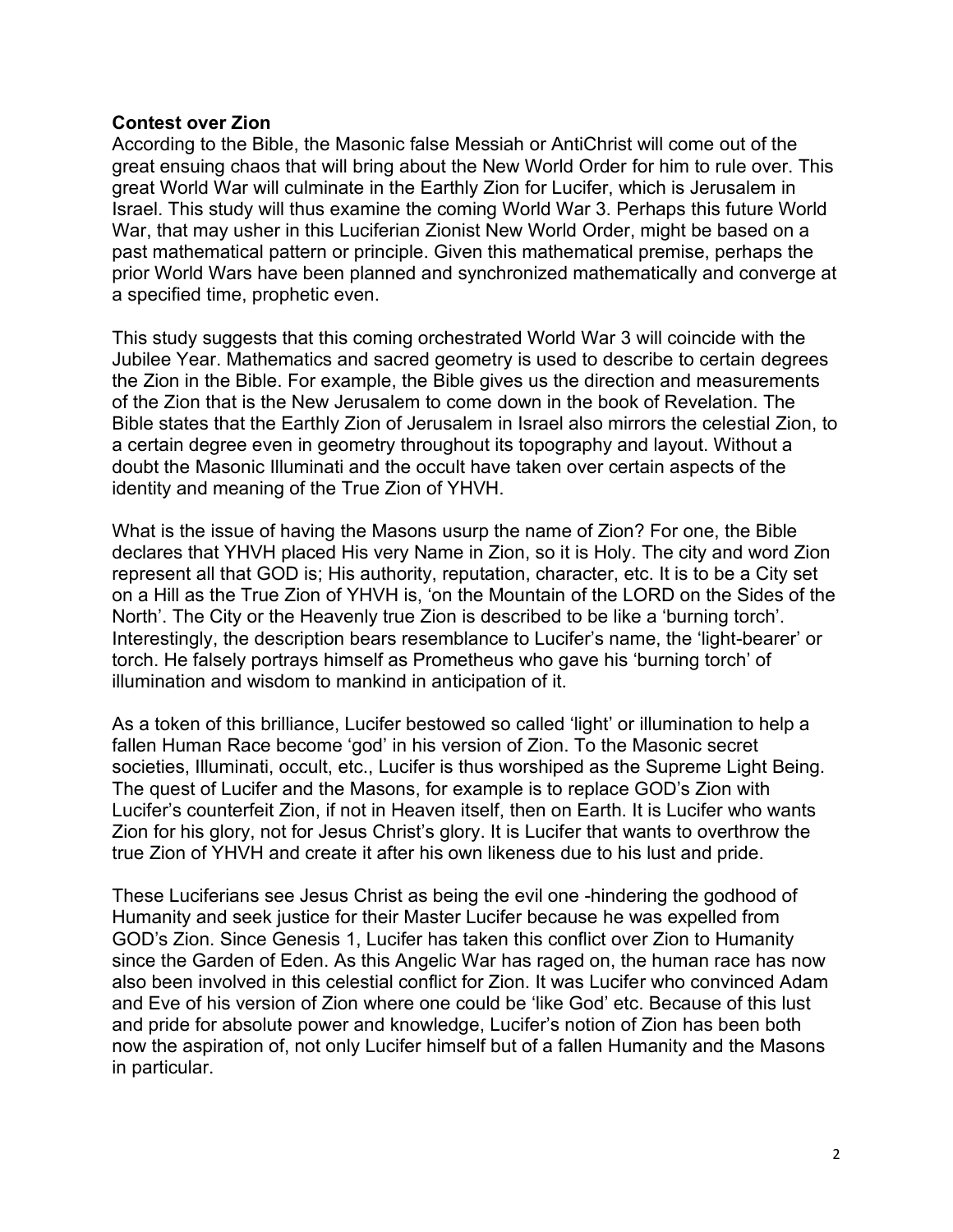**Contest over Zion**

According to the Bible, the Masonic false Messiah or AntiChrist will come out of the great ensuing chaos that will bring about the New World Order for him to rule over. This great World War will culminate in the Earthly Zion for Lucifer, which is Jerusalem in Israel. This study will thus examine the coming World War 3. Perhaps this future World War, that may usher in this Luciferian Zionist New World Order, might be based on a past mathematical pattern or principle. Given this mathematical premise, perhaps the prior World Wars have been planned and synchronized mathematically and converge at a specified time, prophetic even.

This study suggests that this coming orchestrated World War 3 will coincide with the Jubilee Year. Mathematics and sacred geometry is used to describe to certain degrees the Zion in the Bible. For example, the Bible gives us the direction and measurements of the Zion that is the New Jerusalem to come down in the book of Revelation. The Bible states that the Earthly Zion of Jerusalem in Israel also mirrors the celestial Zion, to a certain degree even in geometry throughout its topography and layout. Without a doubt the Masonic Illuminati and the occult have taken over certain aspects of the identity and meaning of the True Zion of YHVH.

What is the issue of having the Masons usurp the name of Zion? For one, the Bible declares that YHVH placed His very Name in Zion, so it is Holy. The city and word Zion represent all that GOD is; His authority, reputation, character, etc. It is to be a City set on a Hill as the True Zion of YHVH is, 'on the Mountain of the LORD on the Sides of the North'. The City or the Heavenly true Zion is described to be like a 'burning torch'. Interestingly, the description bears resemblance to Lucifer's name, the 'light-bearer' or torch. He falsely portrays himself as Prometheus who gave his 'burning torch' of illumination and wisdom to mankind in anticipation of it.

As a token of this brilliance, Lucifer bestowed so called 'light' or illumination to help a fallen Human Race become 'god' in his version of Zion. To the Masonic secret societies, Illuminati, occult, etc., Lucifer is thus worshiped as the Supreme Light Being. The quest of Lucifer and the Masons, for example is to replace GOD's Zion with Lucifer's counterfeit Zion, if not in Heaven itself, then on Earth. It is Lucifer who wants Zion for his glory, not for Jesus Christ's glory. It is Lucifer that wants to overthrow the true Zion of YHVH and create it after his own likeness due to his lust and pride.

These Luciferians see Jesus Christ as being the evil one -hindering the godhood of Humanity and seek justice for their Master Lucifer because he was expelled from GOD's Zion. Since Genesis 1, Lucifer has taken this conflict over Zion to Humanity since the Garden of Eden. As this Angelic War has raged on, the human race has now also been involved in this celestial conflict for Zion. It was Lucifer who convinced Adam and Eve of his version of Zion where one could be 'like God' etc. Because of this lust and pride for absolute power and knowledge, Lucifer's notion of Zion has been both now the aspiration of, not only Lucifer himself but of a fallen Humanity and the Masons in particular.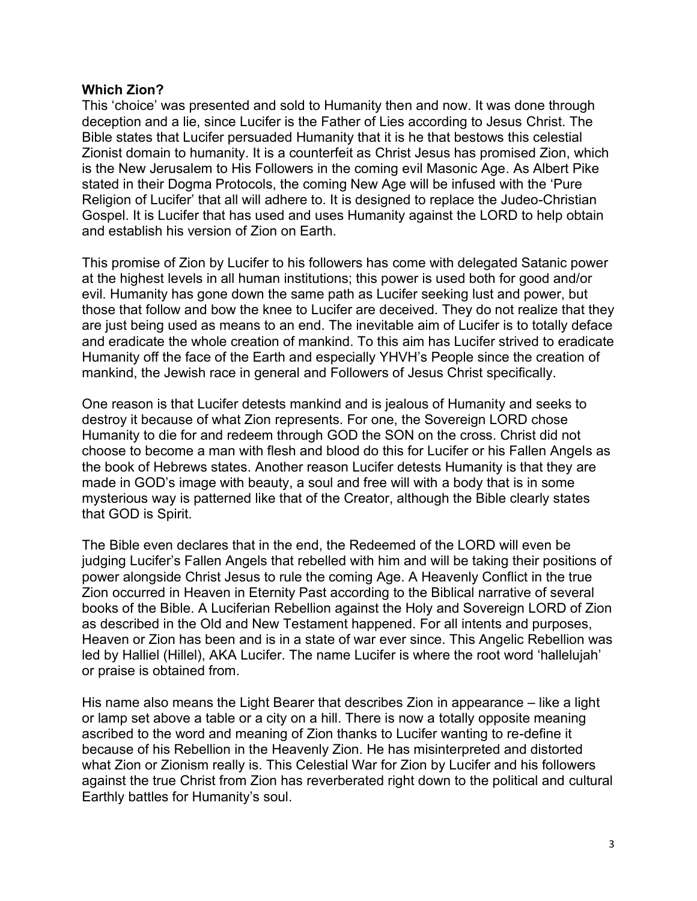**Which Zion?**

This 'choice' was presented and sold to Humanity then and now. It was done through deception and a lie, since Lucifer is the Father of Lies according to Jesus Christ. The Bible states that Lucifer persuaded Humanity that it is he that bestows this celestial Zionist domain to humanity. It is a counterfeit as Christ Jesus has promised Zion, which is the New Jerusalem to His Followers in the coming evil Masonic Age. As Albert Pike stated in their Dogma Protocols, the coming New Age will be infused with the 'Pure Religion of Lucifer' that all will adhere to. It is designed to replace the Judeo-Christian Gospel. It is Lucifer that has used and uses Humanity against the LORD to help obtain and establish his version of Zion on Earth.

This promise of Zion by Lucifer to his followers has come with delegated Satanic power at the highest levels in all human institutions; this power is used both for good and/or evil. Humanity has gone down the same path as Lucifer seeking lust and power, but those that follow and bow the knee to Lucifer are deceived. They do not realize that they are just being used as means to an end. The inevitable aim of Lucifer is to totally deface and eradicate the whole creation of mankind. To this aim has Lucifer strived to eradicate Humanity off the face of the Earth and especially YHVH's People since the creation of mankind, the Jewish race in general and Followers of Jesus Christ specifically.

One reason is that Lucifer detests mankind and is jealous of Humanity and seeks to destroy it because of what Zion represents. For one, the Sovereign LORD chose Humanity to die for and redeem through GOD the SON on the cross. Christ did not choose to become a man with flesh and blood do this for Lucifer or his Fallen Angels as the book of Hebrews states. Another reason Lucifer detests Humanity is that they are made in GOD's image with beauty, a soul and free will with a body that is in some mysterious way is patterned like that of the Creator, although the Bible clearly states that GOD is Spirit.

The Bible even declares that in the end, the Redeemed of the LORD will even be judging Lucifer's Fallen Angels that rebelled with him and will be taking their positions of power alongside Christ Jesus to rule the coming Age. A Heavenly Conflict in the true Zion occurred in Heaven in Eternity Past according to the Biblical narrative of several books of the Bible. A Luciferian Rebellion against the Holy and Sovereign LORD of Zion as described in the Old and New Testament happened. For all intents and purposes, Heaven or Zion has been and is in a state of war ever since. This Angelic Rebellion was led by Halliel (Hillel), AKA Lucifer. The name Lucifer is where the root word 'hallelujah' or praise is obtained from.

His name also means the Light Bearer that describes Zion in appearance – like a light or lamp set above a table or a city on a hill. There is now a totally opposite meaning ascribed to the word and meaning of Zion thanks to Lucifer wanting to re-define it because of his Rebellion in the Heavenly Zion. He has misinterpreted and distorted what Zion or Zionism really is. This Celestial War for Zion by Lucifer and his followers against the true Christ from Zion has reverberated right down to the political and cultural Earthly battles for Humanity's soul.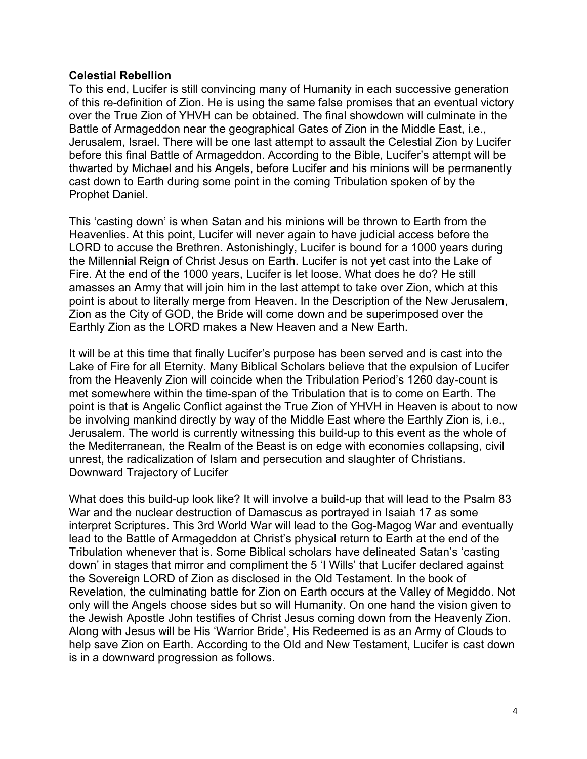**Celestial Rebellion**

To this end, Lucifer is still convincing many of Humanity in each successive generation of this re-definition of Zion. He is using the same false promises that an eventual victory over the True Zion of YHVH can be obtained. The final showdown will culminate in the Battle of Armageddon near the geographical Gates of Zion in the Middle East, i.e., Jerusalem, Israel. There will be one last attempt to assault the Celestial Zion by Lucifer before this final Battle of Armageddon. According to the Bible, Lucifer's attempt will be thwarted by Michael and his Angels, before Lucifer and his minions will be permanently cast down to Earth during some point in the coming Tribulation spoken of by the Prophet Daniel.

This 'casting down' is when Satan and his minions will be thrown to Earth from the Heavenlies. At this point, Lucifer will never again to have judicial access before the LORD to accuse the Brethren. Astonishingly, Lucifer is bound for a 1000 years during the Millennial Reign of Christ Jesus on Earth. Lucifer is not yet cast into the Lake of Fire. At the end of the 1000 years, Lucifer is let loose. What does he do? He still amasses an Army that will join him in the last attempt to take over Zion, which at this point is about to literally merge from Heaven. In the Description of the New Jerusalem, Zion as the City of GOD, the Bride will come down and be superimposed over the Earthly Zion as the LORD makes a New Heaven and a New Earth.

It will be at this time that finally Lucifer's purpose has been served and is cast into the Lake of Fire for all Eternity. Many Biblical Scholars believe that the expulsion of Lucifer from the Heavenly Zion will coincide when the Tribulation Period's 1260 day-count is met somewhere within the time-span of the Tribulation that is to come on Earth. The point is that is Angelic Conflict against the True Zion of YHVH in Heaven is about to now be involving mankind directly by way of the Middle East where the Earthly Zion is, i.e., Jerusalem. The world is currently witnessing this build-up to this event as the whole of the Mediterranean, the Realm of the Beast is on edge with economies collapsing, civil unrest, the radicalization of Islam and persecution and slaughter of Christians.

**Downward Trajectory of Lucifer**

What does this build-up look like? It will involve a build-up that will lead to the Psalm 83 War and the nuclear destruction of Damascus as portrayed in Isaiah 17 as some interpret Scriptures. This 3rd World War will lead to the Gog-Magog War and eventually lead to the Battle of Armageddon at Christ's physical return to Earth at the end of the Tribulation whenever that is. Some Biblical scholars have delineated Satan's 'casting down' in stages that mirror and compliment the 5 'I Wills' that Lucifer declared against the Sovereign LORD of Zion as disclosed in the Old Testament. In the book of Revelation, the culminating battle for Zion on Earth occurs at the Valley of Megiddo. Not only will the Angels choose sides but so will Humanity. On one hand the vision given to the Jewish Apostle John testifies of Christ Jesus coming down from the Heavenly Zion. Along with Jesus will be His 'Warrior Bride', His Redeemed is as an Army of Clouds to help save Zion on Earth. According to the Old and New Testament, Lucifer is cast down is in a downward progression as follows.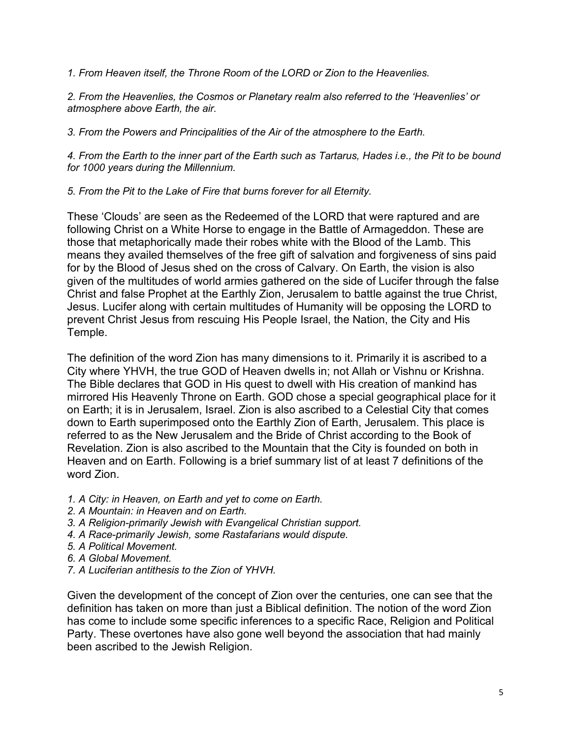*1. From Heaven itself, the Throne Room of the LORD or Zion to the Heavenlies.*

*2. From the Heavenlies, the Cosmos or Planetary realm also referred to the 'Heavenlies' or atmosphere above Earth, the air.*

*3. From the Powers and Principalities of the Air of the atmosphere to the Earth.*

*4. From the Earth to the inner part of the Earth such as Tartarus, Hades i.e., the Pit to be bound for 1000 years during the Millennium.*

*5. From the Pit to the Lake of Fire that burns forever for all Eternity.*

These 'Clouds' are seen as the Redeemed of the LORD that were raptured and are following Christ on a White Horse to engage in the Battle of Armageddon. These are those that metaphorically made their robes white with the Blood of the Lamb. This means they availed themselves of the free gift of salvation and forgiveness of sins paid for by the Blood of Jesus shed on the cross of Calvary. On Earth, the vision is also given of the multitudes of world armies gathered on the side of Lucifer through the false Christ and false Prophet at the Earthly Zion, Jerusalem to battle against the true Christ, Jesus. Lucifer along with certain multitudes of Humanity will be opposing the LORD to prevent Christ Jesus from rescuing His People Israel, the Nation, the City and His Temple.

The definition of the word Zion has many dimensions to it. Primarily it is ascribed to a City where YHVH, the true GOD of Heaven dwells in; not Allah or Vishnu or Krishna. The Bible declares that GOD in His quest to dwell with His creation of mankind has mirrored His Heavenly Throne on Earth. GOD chose a special geographical place for it on Earth; it is in Jerusalem, Israel. Zion is also ascribed to a Celestial City that comes down to Earth superimposed onto the Earthly Zion of Earth, Jerusalem. This place is referred to as the New Jerusalem and the Bride of Christ according to the Book of Revelation. Zion is also ascribed to the Mountain that the City is founded on both in Heaven and on Earth. Following is a brief summary list of at least 7 definitions of the word Zion.

*1. A City: in Heaven, on Earth and yet to come on Earth.*
*2. A Mountain: in Heaven and on Earth.*
*3. A Religion-primarily Jewish with Evangelical Christian support.*
*4. A Race-primarily Jewish, some Rastafarians would dispute.*
*5. A Political Movement.*
*6. A Global Movement.*
*7. A Luciferian antithesis to the Zion of YHVH.*

Given the development of the concept of Zion over the centuries, one can see that the definition has taken on more than just a Biblical definition. The notion of the word Zion has come to include some specific inferences to a specific Race, Religion and Political Party. These overtones have also gone well beyond the association that had mainly been ascribed to the Jewish Religion.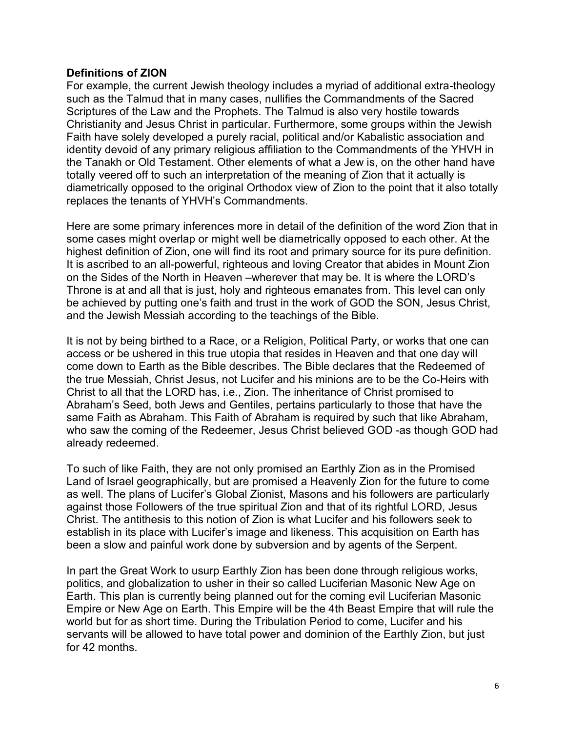**Definitions of ZION**

For example, the current Jewish theology includes a myriad of additional extra-theology such as the Talmud that in many cases, nullifies the Commandments of the Sacred Scriptures of the Law and the Prophets. The Talmud is also very hostile towards Christianity and Jesus Christ in particular. Furthermore, some groups within the Jewish Faith have solely developed a purely racial, political and/or Kabalistic association and identity devoid of any primary religious affiliation to the Commandments of the YHVH in the Tanakh or Old Testament. Other elements of what a Jew is, on the other hand have totally veered off to such an interpretation of the meaning of Zion that it actually is diametrically opposed to the original Orthodox view of Zion to the point that it also totally replaces the tenants of YHVH's Commandments.

Here are some primary inferences more in detail of the definition of the word Zion that in some cases might overlap or might well be diametrically opposed to each other. At the highest definition of Zion, one will find its root and primary source for its pure definition. It is ascribed to an all-powerful, righteous and loving Creator that abides in Mount Zion on the Sides of the North in Heaven –wherever that may be. It is where the LORD's Throne is at and all that is just, holy and righteous emanates from. This level can only be achieved by putting one's faith and trust in the work of GOD the SON, Jesus Christ, and the Jewish Messiah according to the teachings of the Bible.

It is not by being birthed to a Race, or a Religion, Political Party, or works that one can access or be ushered in this true utopia that resides in Heaven and that one day will come down to Earth as the Bible describes. The Bible declares that the Redeemed of the true Messiah, Christ Jesus, not Lucifer and his minions are to be the Co-Heirs with Christ to all that the LORD has, i.e., Zion. The inheritance of Christ promised to Abraham's Seed, both Jews and Gentiles, pertains particularly to those that have the same Faith as Abraham. This Faith of Abraham is required by such that like Abraham, who saw the coming of the Redeemer, Jesus Christ believed GOD -as though GOD had already redeemed.

To such of like Faith, they are not only promised an Earthly Zion as in the Promised Land of Israel geographically, but are promised a Heavenly Zion for the future to come as well. The plans of Lucifer's Global Zionist, Masons and his followers are particularly against those Followers of the true spiritual Zion and that of its rightful LORD, Jesus Christ. The antithesis to this notion of Zion is what Lucifer and his followers seek to establish in its place with Lucifer's image and likeness. This acquisition on Earth has been a slow and painful work done by subversion and by agents of the Serpent.

In part the Great Work to usurp Earthly Zion has been done through religious works, politics, and globalization to usher in their so called Luciferian Masonic New Age on Earth. This plan is currently being planned out for the coming evil Luciferian Masonic Empire or New Age on Earth. This Empire will be the 4th Beast Empire that will rule the world but for as short time. During the Tribulation Period to come, Lucifer and his servants will be allowed to have total power and dominion of the Earthly Zion, but just for 42 months.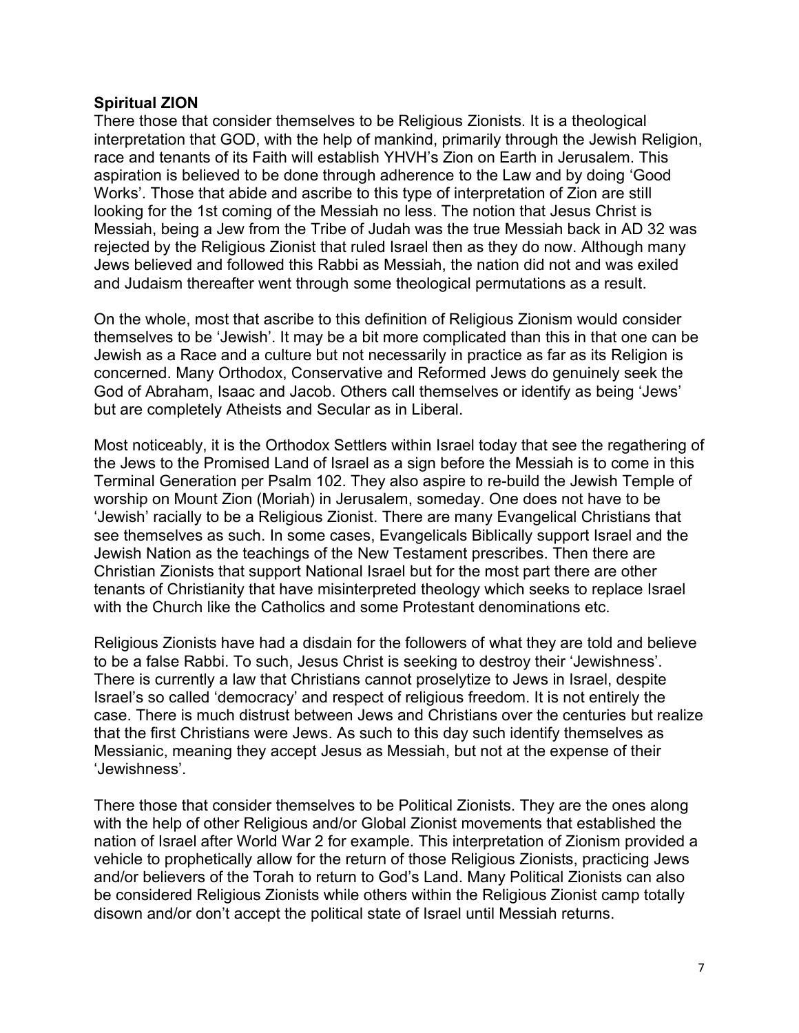**Spiritual ZION**

There those that consider themselves to be Religious Zionists. It is a theological interpretation that GOD, with the help of mankind, primarily through the Jewish Religion, race and tenants of its Faith will establish YHVH's Zion on Earth in Jerusalem. This aspiration is believed to be done through adherence to the Law and by doing 'Good Works'. Those that abide and ascribe to this type of interpretation of Zion are still looking for the 1st coming of the Messiah no less. The notion that Jesus Christ is Messiah, being a Jew from the Tribe of Judah was the true Messiah back in AD 32 was rejected by the Religious Zionist that ruled Israel then as they do now. Although many Jews believed and followed this Rabbi as Messiah, the nation did not and was exiled and Judaism thereafter went through some theological permutations as a result.

On the whole, most that ascribe to this definition of Religious Zionism would consider themselves to be 'Jewish'. It may be a bit more complicated than this in that one can be Jewish as a Race and a culture but not necessarily in practice as far as its Religion is concerned. Many Orthodox, Conservative and Reformed Jews do genuinely seek the God of Abraham, Isaac and Jacob. Others call themselves or identify as being 'Jews' but are completely Atheists and Secular as in Liberal.

Most noticeably, it is the Orthodox Settlers within Israel today that see the regathering of the Jews to the Promised Land of Israel as a sign before the Messiah is to come in this Terminal Generation per Psalm 102. They also aspire to re-build the Jewish Temple of worship on Mount Zion (Moriah) in Jerusalem, someday. One does not have to be 'Jewish' racially to be a Religious Zionist. There are many Evangelical Christians that see themselves as such. In some cases, Evangelicals Biblically support Israel and the Jewish Nation as the teachings of the New Testament prescribes. Then there are Christian Zionists that support National Israel but for the most part there are other tenants of Christianity that have misinterpreted theology which seeks to replace Israel with the Church like the Catholics and some Protestant denominations etc.

Religious Zionists have had a disdain for the followers of what they are told and believe to be a false Rabbi. To such, Jesus Christ is seeking to destroy their 'Jewishness'. There is currently a law that Christians cannot proselytize to Jews in Israel, despite Israel's so called 'democracy' and respect of religious freedom. It is not entirely the case. There is much distrust between Jews and Christians over the centuries but realize that the first Christians were Jews. As such to this day such identify themselves as Messianic, meaning they accept Jesus as Messiah, but not at the expense of their 'Jewishness'.

There those that consider themselves to be Political Zionists. They are the ones along with the help of other Religious and/or Global Zionist movements that established the nation of Israel after World War 2 for example. This interpretation of Zionism provided a vehicle to prophetically allow for the return of those Religious Zionists, practicing Jews and/or believers of the Torah to return to God's Land. Many Political Zionists can also be considered Religious Zionists while others within the Religious Zionist camp totally disown and/or don't accept the political state of Israel until Messiah returns.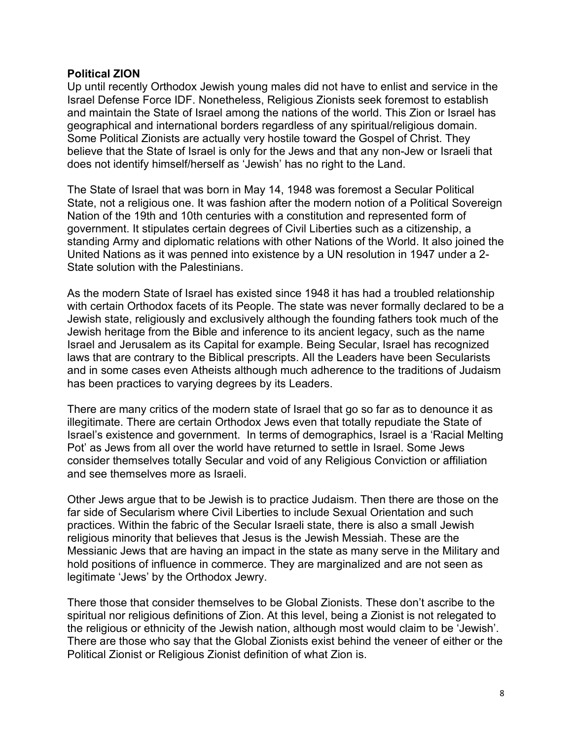**Political ZION**

Up until recently Orthodox Jewish young males did not have to enlist and service in the Israel Defense Force IDF. Nonetheless, Religious Zionists seek foremost to establish and maintain the State of Israel among the nations of the world. This Zion or Israel has geographical and international borders regardless of any spiritual/religious domain. Some Political Zionists are actually very hostile toward the Gospel of Christ. They believe that the State of Israel is only for the Jews and that any non-Jew or Israeli that does not identify himself/herself as 'Jewish' has no right to the Land.

The State of Israel that was born in May 14, 1948 was foremost a Secular Political State, not a religious one. It was fashion after the modern notion of a Political Sovereign Nation of the 19th and 10th centuries with a constitution and represented form of government. It stipulates certain degrees of Civil Liberties such as a citizenship, a standing Army and diplomatic relations with other Nations of the World. It also joined the United Nations as it was penned into existence by a UN resolution in 1947 under a 2-State solution with the Palestinians.

As the modern State of Israel has existed since 1948 it has had a troubled relationship with certain Orthodox facets of its People. The state was never formally declared to be a Jewish state, religiously and exclusively although the founding fathers took much of the Jewish heritage from the Bible and inference to its ancient legacy, such as the name Israel and Jerusalem as its Capital for example. Being Secular, Israel has recognized laws that are contrary to the Biblical prescripts. All the Leaders have been Secularists and in some cases even Atheists although much adherence to the traditions of Judaism has been practices to varying degrees by its Leaders.

There are many critics of the modern state of Israel that go so far as to denounce it as illegitimate. There are certain Orthodox Jews even that totally repudiate the State of Israel's existence and government. In terms of demographics, Israel is a 'Racial Melting Pot' as Jews from all over the world have returned to settle in Israel. Some Jews consider themselves totally Secular and void of any Religious Conviction or affiliation and see themselves more as Israeli.

Other Jews argue that to be Jewish is to practice Judaism. Then there are those on the far side of Secularism where Civil Liberties to include Sexual Orientation and such practices. Within the fabric of the Secular Israeli state, there is also a small Jewish religious minority that believes that Jesus is the Jewish Messiah. These are the Messianic Jews that are having an impact in the state as many serve in the Military and hold positions of influence in commerce. They are marginalized and are not seen as legitimate 'Jews' by the Orthodox Jewry.

There those that consider themselves to be Global Zionists. These don't ascribe to the spiritual nor religious definitions of Zion. At this level, being a Zionist is not relegated to the religious or ethnicity of the Jewish nation, although most would claim to be 'Jewish'. There are those who say that the Global Zionists exist behind the veneer of either or the Political Zionist or Religious Zionist definition of what Zion is.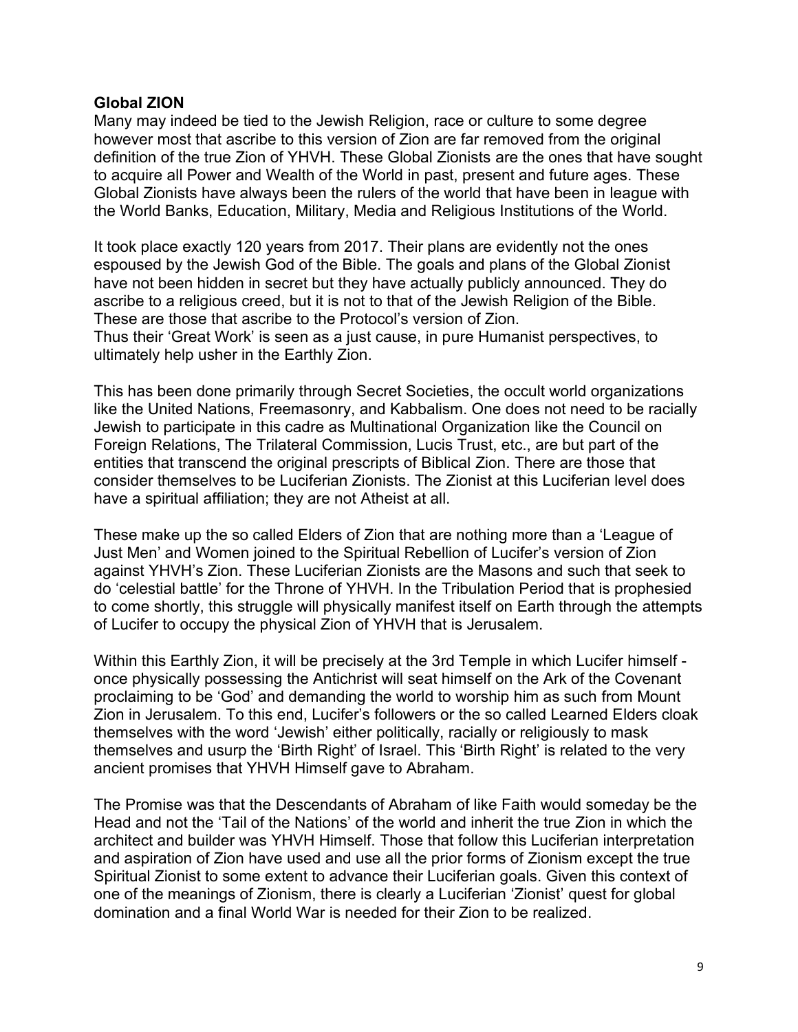**Global ZION**

Many may indeed be tied to the Jewish Religion, race or culture to some degree however most that ascribe to this version of Zion are far removed from the original definition of the true Zion of YHVH. These Global Zionists are the ones that have sought to acquire all Power and Wealth of the World in past, present and future ages. These Global Zionists have always been the rulers of the world that have been in league with the World Banks, Education, Military, Media and Religious Institutions of the World.

It took place exactly 120 years from 2017. Their plans are evidently not the ones espoused by the Jewish God of the Bible. The goals and plans of the Global Zionist have not been hidden in secret but they have actually publicly announced. They do ascribe to a religious creed, but it is not to that of the Jewish Religion of the Bible. These are those that ascribe to the Protocol's version of Zion.
Thus their 'Great Work' is seen as a just cause, in pure Humanist perspectives, to ultimately help usher in the Earthly Zion.

This has been done primarily through Secret Societies, the occult world organizations like the United Nations, Freemasonry, and Kabbalism. One does not need to be racially Jewish to participate in this cadre as Multinational Organization like the Council on Foreign Relations, The Trilateral Commission, Lucis Trust, etc., are but part of the entities that transcend the original prescripts of Biblical Zion. There are those that consider themselves to be Luciferian Zionists. The Zionist at this Luciferian level does have a spiritual affiliation; they are not Atheist at all.

These make up the so called Elders of Zion that are nothing more than a 'League of Just Men' and Women joined to the Spiritual Rebellion of Lucifer's version of Zion against YHVH's Zion. These Luciferian Zionists are the Masons and such that seek to do 'celestial battle' for the Throne of YHVH. In the Tribulation Period that is prophesied to come shortly, this struggle will physically manifest itself on Earth through the attempts of Lucifer to occupy the physical Zion of YHVH that is Jerusalem.

Within this Earthly Zion, it will be precisely at the 3rd Temple in which Lucifer himself - once physically possessing the Antichrist will seat himself on the Ark of the Covenant proclaiming to be 'God' and demanding the world to worship him as such from Mount Zion in Jerusalem. To this end, Lucifer's followers or the so called Learned Elders cloak themselves with the word 'Jewish' either politically, racially or religiously to mask themselves and usurp the 'Birth Right' of Israel. This 'Birth Right' is related to the very ancient promises that YHVH Himself gave to Abraham.

The Promise was that the Descendants of Abraham of like Faith would someday be the Head and not the 'Tail of the Nations' of the world and inherit the true Zion in which the architect and builder was YHVH Himself. Those that follow this Luciferian interpretation and aspiration of Zion have used and use all the prior forms of Zionism except the true Spiritual Zionist to some extent to advance their Luciferian goals. Given this context of one of the meanings of Zionism, there is clearly a Luciferian 'Zionist' quest for global domination and a final World War is needed for their Zion to be realized.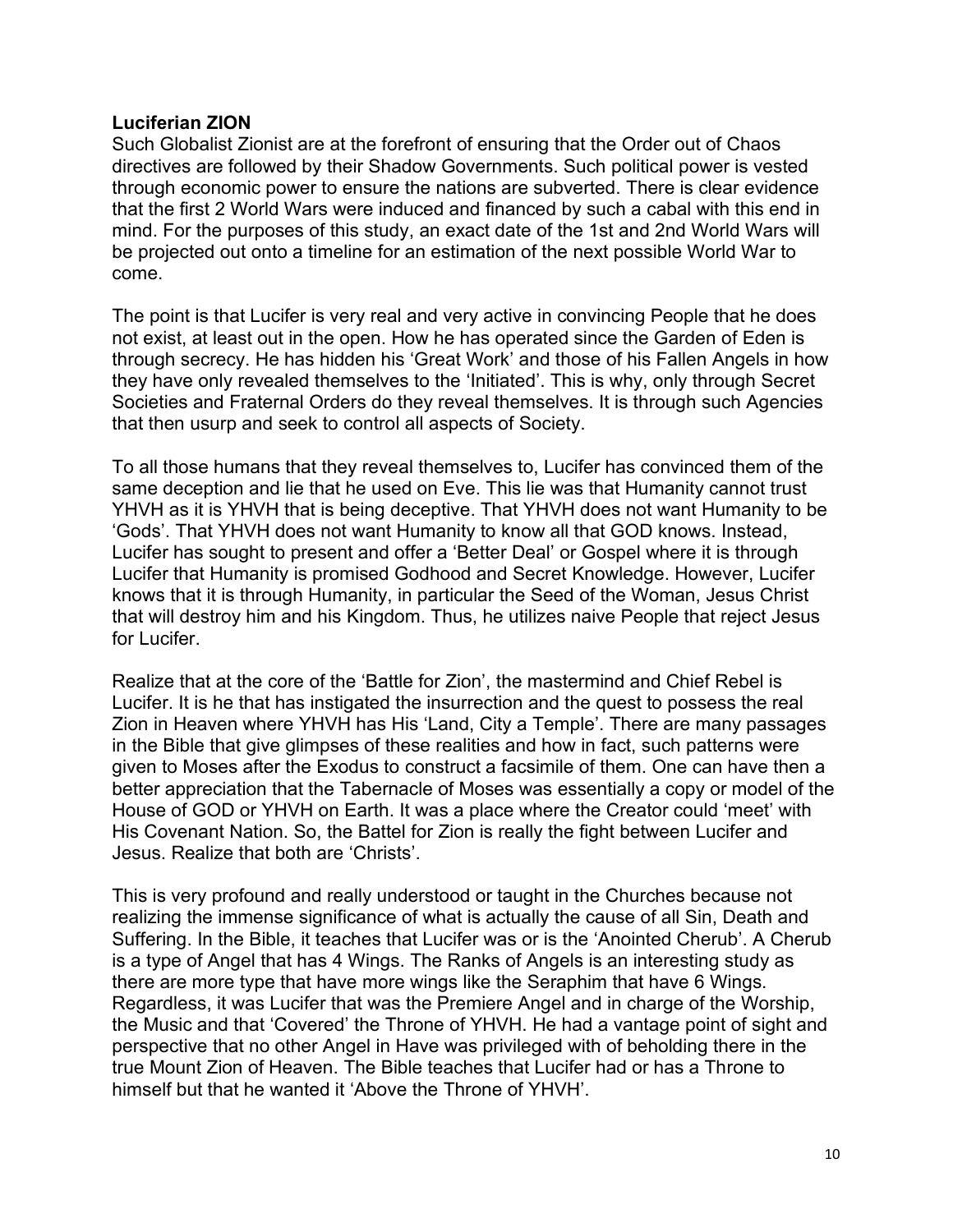**Luciferian ZION**

Such Globalist Zionist are at the forefront of ensuring that the Order out of Chaos directives are followed by their Shadow Governments. Such political power is vested through economic power to ensure the nations are subverted. There is clear evidence that the first 2 World Wars were induced and financed by such a cabal with this end in mind. For the purposes of this study, an exact date of the 1st and 2nd World Wars will be projected out onto a timeline for an estimation of the next possible World War to come.

The point is that Lucifer is very real and very active in convincing People that he does not exist, at least out in the open. How he has operated since the Garden of Eden is through secrecy. He has hidden his 'Great Work' and those of his Fallen Angels in how they have only revealed themselves to the 'Initiated'. This is why, only through Secret Societies and Fraternal Orders do they reveal themselves. It is through such Agencies that then usurp and seek to control all aspects of Society.

To all those humans that they reveal themselves to, Lucifer has convinced them of the same deception and lie that he used on Eve. This lie was that Humanity cannot trust YHVH as it is YHVH that is being deceptive. That YHVH does not want Humanity to be 'Gods'. That YHVH does not want Humanity to know all that GOD knows. Instead, Lucifer has sought to present and offer a 'Better Deal' or Gospel where it is through Lucifer that Humanity is promised Godhood and Secret Knowledge. However, Lucifer knows that it is through Humanity, in particular the Seed of the Woman, Jesus Christ that will destroy him and his Kingdom. Thus, he utilizes naive People that reject Jesus for Lucifer.

Realize that at the core of the 'Battle for Zion', the mastermind and Chief Rebel is Lucifer. It is he that has instigated the insurrection and the quest to possess the real Zion in Heaven where YHVH has His 'Land, City a Temple'. There are many passages in the Bible that give glimpses of these realities and how in fact, such patterns were given to Moses after the Exodus to construct a facsimile of them. One can have then a better appreciation that the Tabernacle of Moses was essentially a copy or model of the House of GOD or YHVH on Earth. It was a place where the Creator could 'meet' with His Covenant Nation. So, the Battel for Zion is really the fight between Lucifer and Jesus. Realize that both are 'Christs'.

This is very profound and really understood or taught in the Churches because not realizing the immense significance of what is actually the cause of all Sin, Death and Suffering. In the Bible, it teaches that Lucifer was or is the 'Anointed Cherub'. A Cherub is a type of Angel that has 4 Wings. The Ranks of Angels is an interesting study as there are more type that have more wings like the Seraphim that have 6 Wings. Regardless, it was Lucifer that was the Premiere Angel and in charge of the Worship, the Music and that 'Covered' the Throne of YHVH. He had a vantage point of sight and perspective that no other Angel in Have was privileged with of beholding there in the true Mount Zion of Heaven. The Bible teaches that Lucifer had or has a Throne to himself but that he wanted it 'Above the Throne of YHVH'.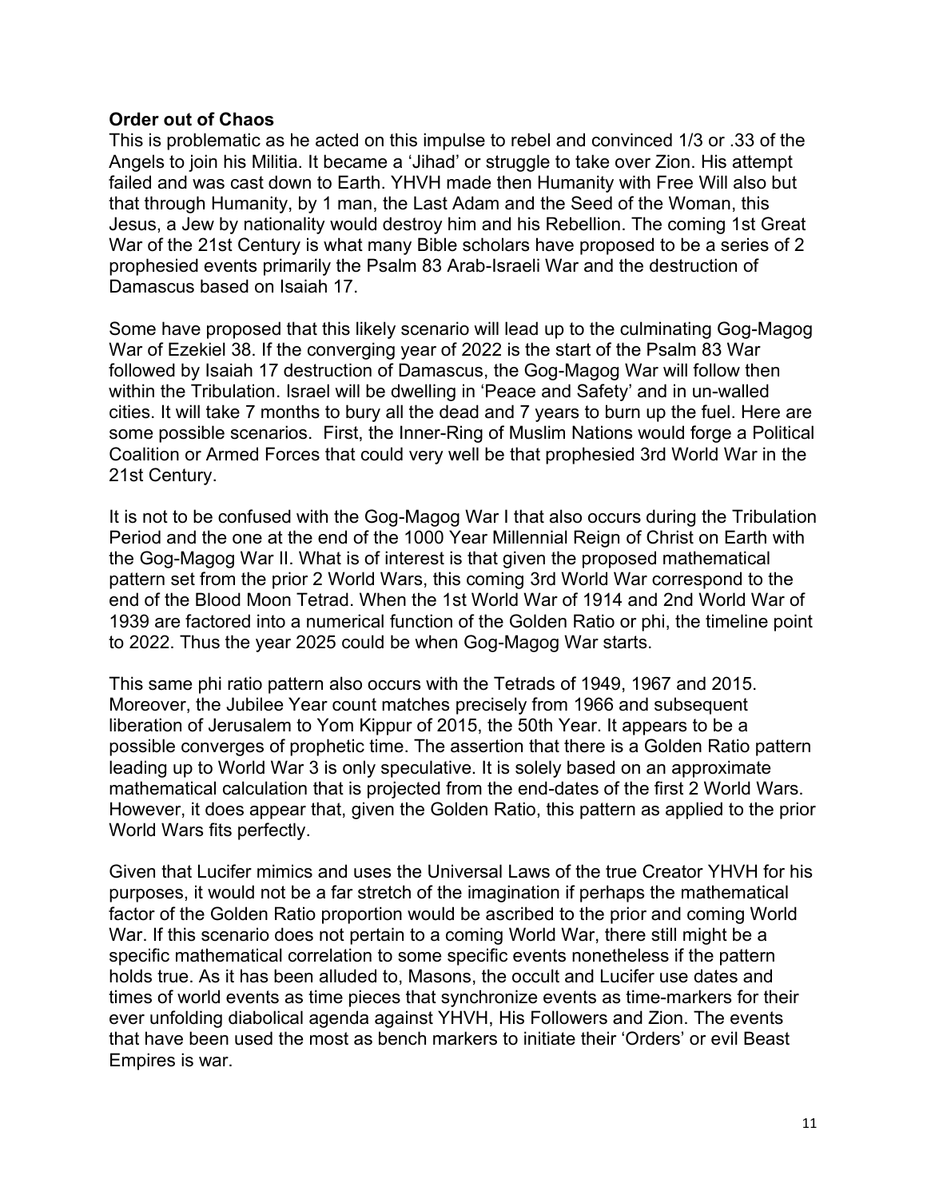**Order out of Chaos**

This is problematic as he acted on this impulse to rebel and convinced 1/3 or .33 of the Angels to join his Militia. It became a 'Jihad' or struggle to take over Zion. His attempt failed and was cast down to Earth. YHVH made then Humanity with Free Will also but that through Humanity, by 1 man, the Last Adam and the Seed of the Woman, this Jesus, a Jew by nationality would destroy him and his Rebellion. The coming 1st Great War of the 21st Century is what many Bible scholars have proposed to be a series of 2 prophesied events primarily the Psalm 83 Arab-Israeli War and the destruction of Damascus based on Isaiah 17.

Some have proposed that this likely scenario will lead up to the culminating Gog-Magog War of Ezekiel 38. If the converging year of 2022 is the start of the Psalm 83 War followed by Isaiah 17 destruction of Damascus, the Gog-Magog War will follow then within the Tribulation. Israel will be dwelling in 'Peace and Safety' and in un-walled cities. It will take 7 months to bury all the dead and 7 years to burn up the fuel. Here are some possible scenarios. First, the Inner-Ring of Muslim Nations would forge a Political Coalition or Armed Forces that could very well be that prophesied 3rd World War in the 21st Century.

It is not to be confused with the Gog-Magog War I that also occurs during the Tribulation Period and the one at the end of the 1000 Year Millennial Reign of Christ on Earth with the Gog-Magog War II. What is of interest is that given the proposed mathematical pattern set from the prior 2 World Wars, this coming 3rd World War correspond to the end of the Blood Moon Tetrad. When the 1st World War of 1914 and 2nd World War of 1939 are factored into a numerical function of the Golden Ratio or phi, the timeline point to 2022. Thus the year 2025 could be when Gog-Magog War starts.

This same phi ratio pattern also occurs with the Tetrads of 1949, 1967 and 2015. Moreover, the Jubilee Year count matches precisely from 1966 and subsequent liberation of Jerusalem to Yom Kippur of 2015, the 50th Year. It appears to be a possible converges of prophetic time. The assertion that there is a Golden Ratio pattern leading up to World War 3 is only speculative. It is solely based on an approximate mathematical calculation that is projected from the end-dates of the first 2 World Wars. However, it does appear that, given the Golden Ratio, this pattern as applied to the prior World Wars fits perfectly.

Given that Lucifer mimics and uses the Universal Laws of the true Creator YHVH for his purposes, it would not be a far stretch of the imagination if perhaps the mathematical factor of the Golden Ratio proportion would be ascribed to the prior and coming World War. If this scenario does not pertain to a coming World War, there still might be a specific mathematical correlation to some specific events nonetheless if the pattern holds true. As it has been alluded to, Masons, the occult and Lucifer use dates and times of world events as time pieces that synchronize events as time-markers for their ever unfolding diabolical agenda against YHVH, His Followers and Zion. The events that have been used the most as bench markers to initiate their 'Orders' or evil Beast Empires is war.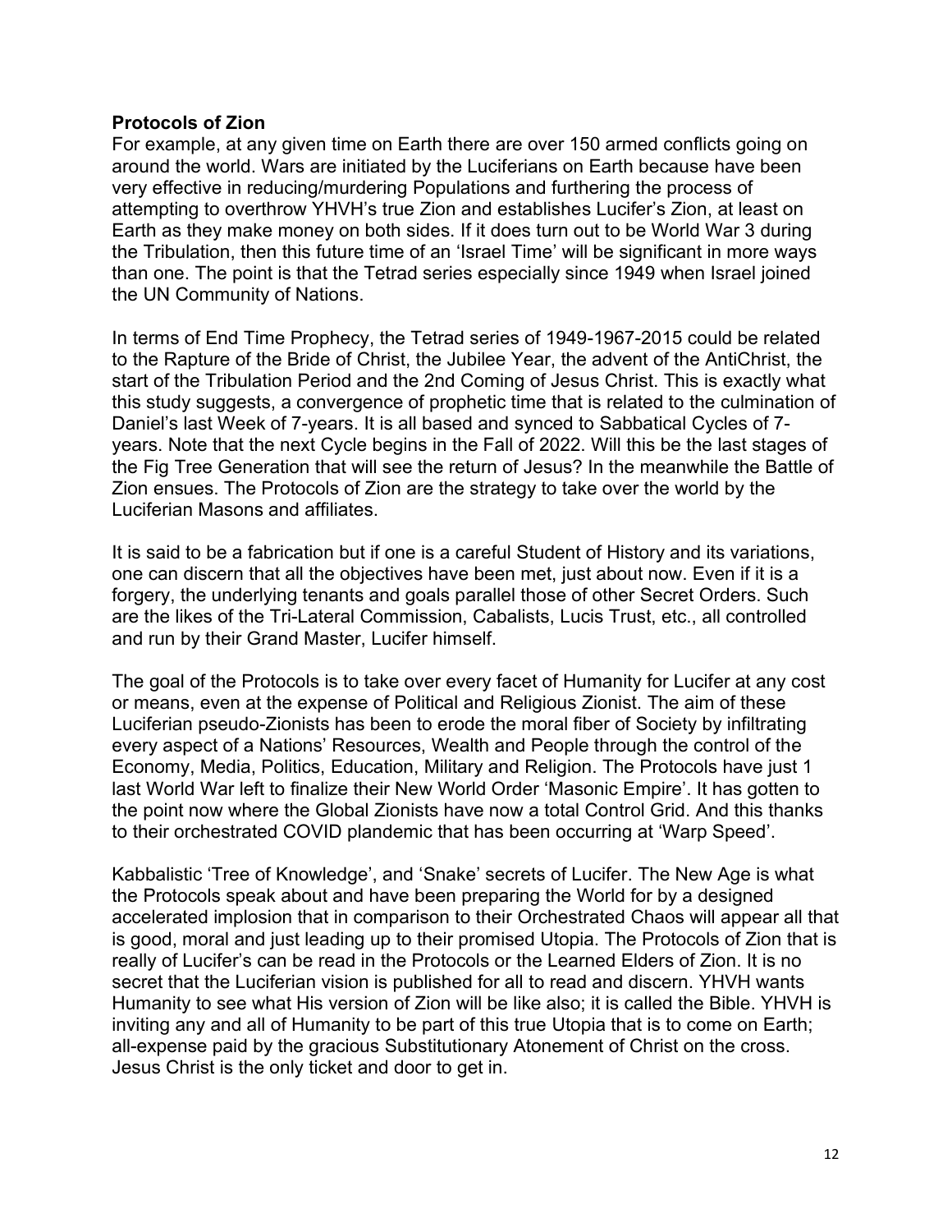**Protocols of Zion**

For example, at any given time on Earth there are over 150 armed conflicts going on around the world. Wars are initiated by the Luciferians on Earth because have been very effective in reducing/murdering Populations and furthering the process of attempting to overthrow YHVH's true Zion and establishes Lucifer's Zion, at least on Earth as they make money on both sides. If it does turn out to be World War 3 during the Tribulation, then this future time of an 'Israel Time' will be significant in more ways than one. The point is that the Tetrad series especially since 1949 when Israel joined the UN Community of Nations.

In terms of End Time Prophecy, the Tetrad series of 1949-1967-2015 could be related to the Rapture of the Bride of Christ, the Jubilee Year, the advent of the AntiChrist, the start of the Tribulation Period and the 2nd Coming of Jesus Christ. This is exactly what this study suggests, a convergence of prophetic time that is related to the culmination of Daniel's last Week of 7-years. It is all based and synced to Sabbatical Cycles of 7-years. Note that the next Cycle begins in the Fall of 2022. Will this be the last stages of the Fig Tree Generation that will see the return of Jesus? In the meanwhile the Battle of Zion ensues. The Protocols of Zion are the strategy to take over the world by the Luciferian Masons and affiliates.

It is said to be a fabrication but if one is a careful Student of History and its variations, one can discern that all the objectives have been met, just about now. Even if it is a forgery, the underlying tenants and goals parallel those of other Secret Orders. Such are the likes of the Tri-Lateral Commission, Cabalists, Lucis Trust, etc., all controlled and run by their Grand Master, Lucifer himself.

The goal of the Protocols is to take over every facet of Humanity for Lucifer at any cost or means, even at the expense of Political and Religious Zionist. The aim of these Luciferian pseudo-Zionists has been to erode the moral fiber of Society by infiltrating every aspect of a Nations' Resources, Wealth and People through the control of the Economy, Media, Politics, Education, Military and Religion. The Protocols have just 1 last World War left to finalize their New World Order 'Masonic Empire'. It has gotten to the point now where the Global Zionists have now a total Control Grid. And this thanks to their orchestrated COVID plandemic that has been occurring at 'Warp Speed'.

Kabbalistic 'Tree of Knowledge', and 'Snake' secrets of Lucifer. The New Age is what the Protocols speak about and have been preparing the World for by a designed accelerated implosion that in comparison to their Orchestrated Chaos will appear all that is good, moral and just leading up to their promised Utopia. The Protocols of Zion that is really of Lucifer's can be read in the Protocols or the Learned Elders of Zion. It is no secret that the Luciferian vision is published for all to read and discern. YHVH wants Humanity to see what His version of Zion will be like also; it is called the Bible. YHVH is inviting any and all of Humanity to be part of this true Utopia that is to come on Earth; all-expense paid by the gracious Substitutionary Atonement of Christ on the cross. Jesus Christ is the only ticket and door to get in.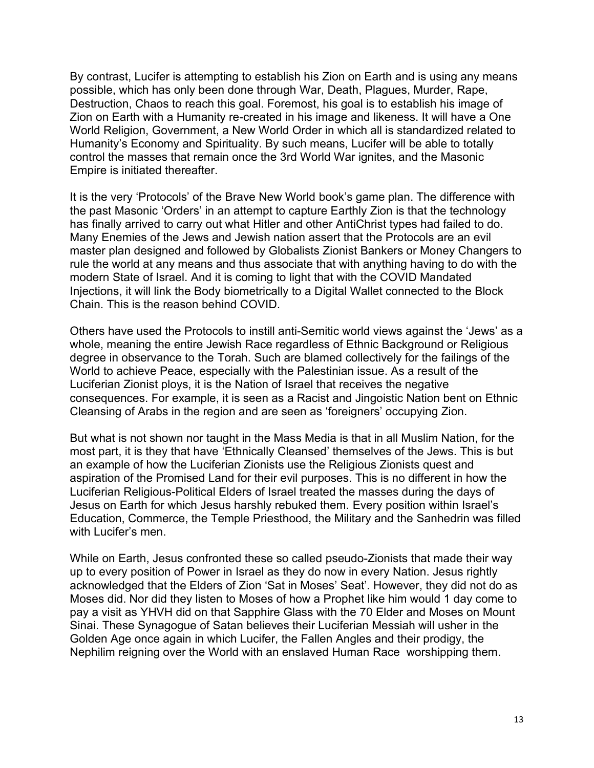By contrast, Lucifer is attempting to establish his Zion on Earth and is using any means possible, which has only been done through War, Death, Plagues, Murder, Rape, Destruction, Chaos to reach this goal. Foremost, his goal is to establish his image of Zion on Earth with a Humanity re-created in his image and likeness. It will have a One World Religion, Government, a New World Order in which all is standardized related to Humanity's Economy and Spirituality. By such means, Lucifer will be able to totally control the masses that remain once the 3rd World War ignites, and the Masonic Empire is initiated thereafter.

It is the very 'Protocols' of the Brave New World book's game plan. The difference with the past Masonic 'Orders' in an attempt to capture Earthly Zion is that the technology has finally arrived to carry out what Hitler and other AntiChrist types had failed to do. Many Enemies of the Jews and Jewish nation assert that the Protocols are an evil master plan designed and followed by Globalists Zionist Bankers or Money Changers to rule the world at any means and thus associate that with anything having to do with the modern State of Israel. And it is coming to light that with the COVID Mandated Injections, it will link the Body biometrically to a Digital Wallet connected to the Block Chain. This is the reason behind COVID.

Others have used the Protocols to instill anti-Semitic world views against the 'Jews' as a whole, meaning the entire Jewish Race regardless of Ethnic Background or Religious degree in observance to the Torah. Such are blamed collectively for the failings of the World to achieve Peace, especially with the Palestinian issue. As a result of the Luciferian Zionist ploys, it is the Nation of Israel that receives the negative consequences. For example, it is seen as a Racist and Jingoistic Nation bent on Ethnic Cleansing of Arabs in the region and are seen as 'foreigners' occupying Zion.

But what is not shown nor taught in the Mass Media is that in all Muslim Nation, for the most part, it is they that have 'Ethnically Cleansed' themselves of the Jews. This is but an example of how the Luciferian Zionists use the Religious Zionists quest and aspiration of the Promised Land for their evil purposes. This is no different in how the Luciferian Religious-Political Elders of Israel treated the masses during the days of Jesus on Earth for which Jesus harshly rebuked them. Every position within Israel's Education, Commerce, the Temple Priesthood, the Military and the Sanhedrin was filled with Lucifer's men.

While on Earth, Jesus confronted these so called pseudo-Zionists that made their way up to every position of Power in Israel as they do now in every Nation. Jesus rightly acknowledged that the Elders of Zion 'Sat in Moses' Seat'. However, they did not do as Moses did. Nor did they listen to Moses of how a Prophet like him would 1 day come to pay a visit as YHVH did on that Sapphire Glass with the 70 Elder and Moses on Mount Sinai. These Synagogue of Satan believes their Luciferian Messiah will usher in the Golden Age once again in which Lucifer, the Fallen Angles and their prodigy, the Nephilim reigning over the World with an enslaved Human Race worshipping them.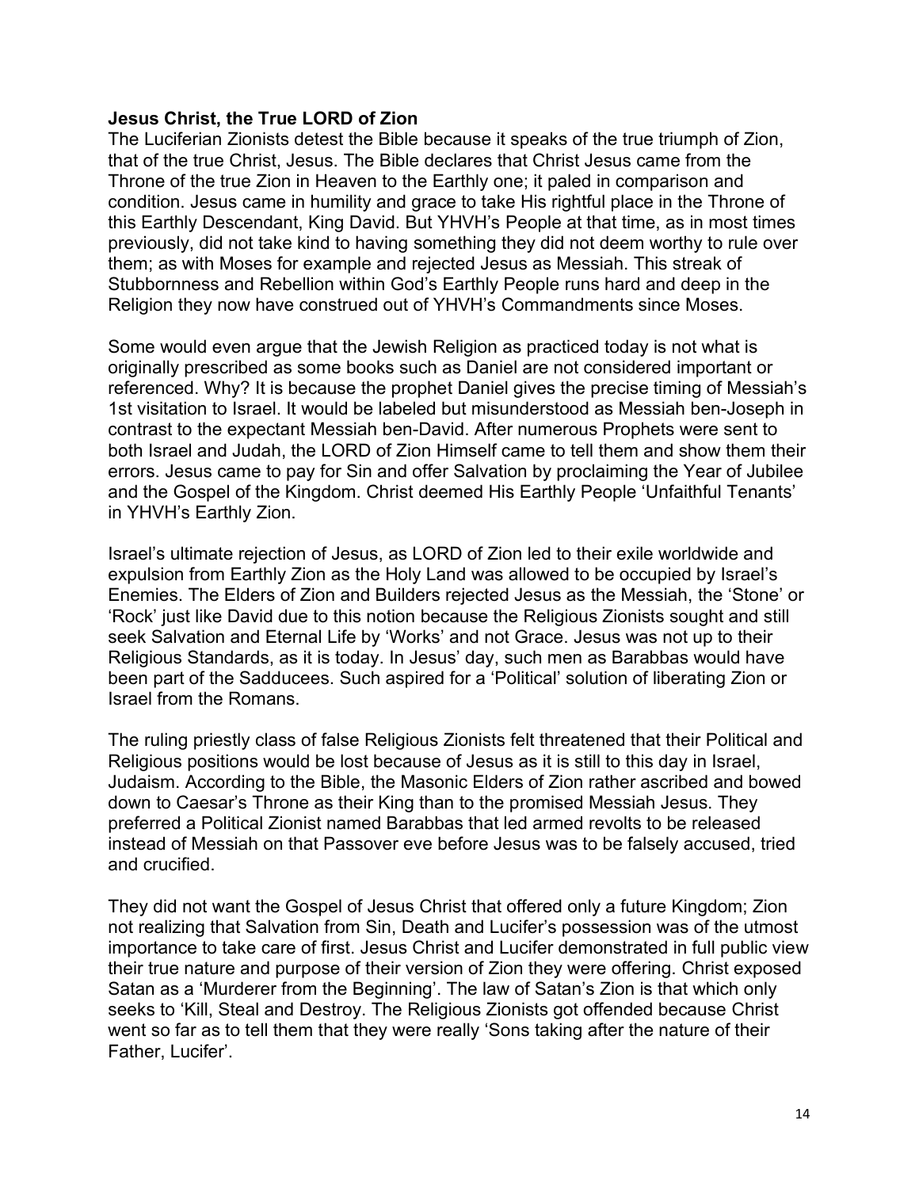**Jesus Christ, the True LORD of Zion**

The Luciferian Zionists detest the Bible because it speaks of the true triumph of Zion, that of the true Christ, Jesus. The Bible declares that Christ Jesus came from the Throne of the true Zion in Heaven to the Earthly one; it paled in comparison and condition. Jesus came in humility and grace to take His rightful place in the Throne of this Earthly Descendant, King David. But YHVH's People at that time, as in most times previously, did not take kind to having something they did not deem worthy to rule over them; as with Moses for example and rejected Jesus as Messiah. This streak of Stubbornness and Rebellion within God's Earthly People runs hard and deep in the Religion they now have construed out of YHVH's Commandments since Moses.

Some would even argue that the Jewish Religion as practiced today is not what is originally prescribed as some books such as Daniel are not considered important or referenced. Why? It is because the prophet Daniel gives the precise timing of Messiah's 1st visitation to Israel. It would be labeled but misunderstood as Messiah ben-Joseph in contrast to the expectant Messiah ben-David. After numerous Prophets were sent to both Israel and Judah, the LORD of Zion Himself came to tell them and show them their errors. Jesus came to pay for Sin and offer Salvation by proclaiming the Year of Jubilee and the Gospel of the Kingdom. Christ deemed His Earthly People 'Unfaithful Tenants' in YHVH's Earthly Zion.

Israel's ultimate rejection of Jesus, as LORD of Zion led to their exile worldwide and expulsion from Earthly Zion as the Holy Land was allowed to be occupied by Israel's Enemies. The Elders of Zion and Builders rejected Jesus as the Messiah, the 'Stone' or 'Rock' just like David due to this notion because the Religious Zionists sought and still seek Salvation and Eternal Life by 'Works' and not Grace. Jesus was not up to their Religious Standards, as it is today. In Jesus' day, such men as Barabbas would have been part of the Sadducees. Such aspired for a 'Political' solution of liberating Zion or Israel from the Romans.

The ruling priestly class of false Religious Zionists felt threatened that their Political and Religious positions would be lost because of Jesus as it is still to this day in Israel, Judaism. According to the Bible, the Masonic Elders of Zion rather ascribed and bowed down to Caesar's Throne as their King than to the promised Messiah Jesus. They preferred a Political Zionist named Barabbas that led armed revolts to be released instead of Messiah on that Passover eve before Jesus was to be falsely accused, tried and crucified.

They did not want the Gospel of Jesus Christ that offered only a future Kingdom; Zion not realizing that Salvation from Sin, Death and Lucifer's possession was of the utmost importance to take care of first. Jesus Christ and Lucifer demonstrated in full public view their true nature and purpose of their version of Zion they were offering. Christ exposed Satan as a 'Murderer from the Beginning'. The law of Satan's Zion is that which only seeks to 'Kill, Steal and Destroy. The Religious Zionists got offended because Christ went so far as to tell them that they were really 'Sons taking after the nature of their Father, Lucifer'.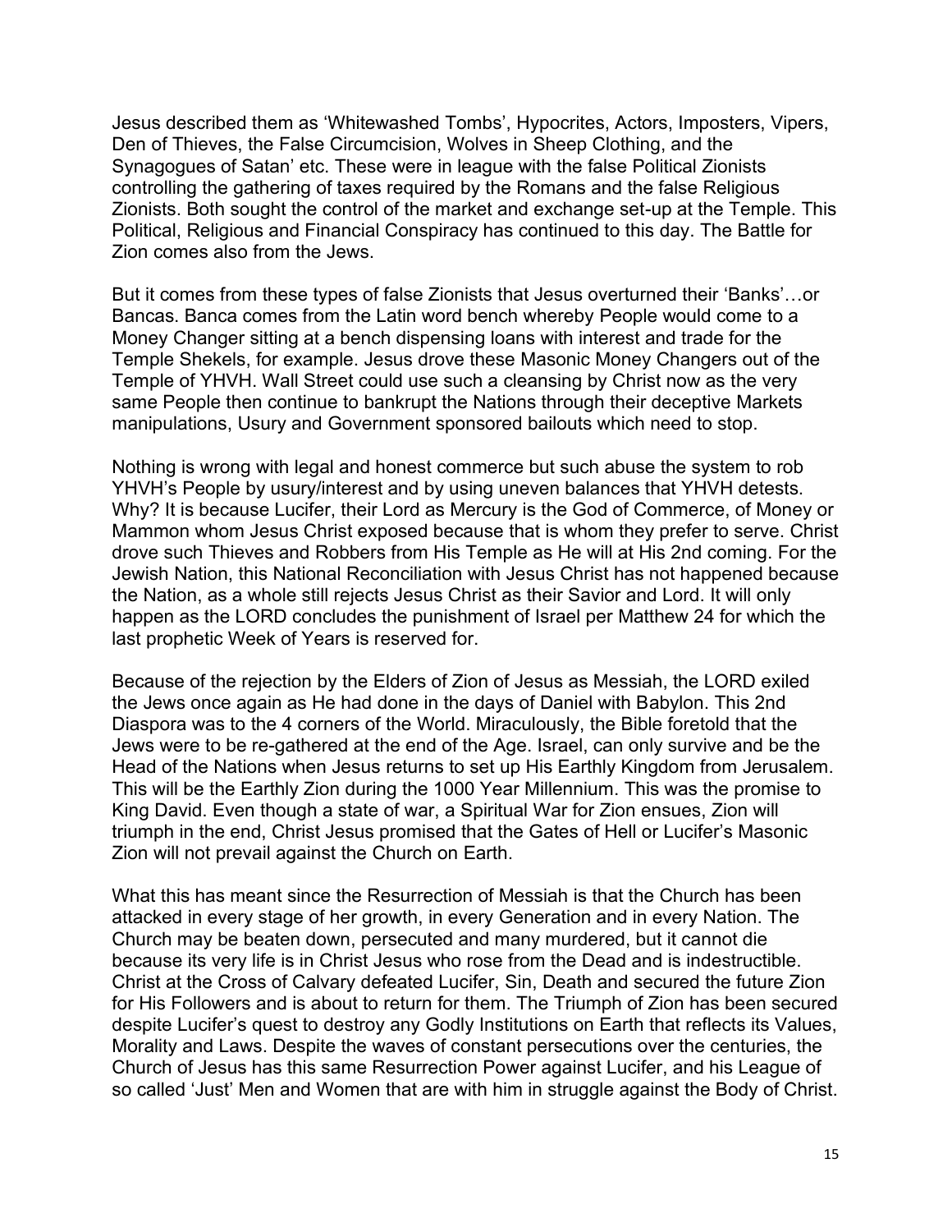Jesus described them as 'Whitewashed Tombs', Hypocrites, Actors, Imposters, Vipers, Den of Thieves, the False Circumcision, Wolves in Sheep Clothing, and the Synagogues of Satan' etc. These were in league with the false Political Zionists controlling the gathering of taxes required by the Romans and the false Religious Zionists. Both sought the control of the market and exchange set-up at the Temple. This Political, Religious and Financial Conspiracy has continued to this day. The Battle for Zion comes also from the Jews.

But it comes from these types of false Zionists that Jesus overturned their 'Banks'…or Bancas. Banca comes from the Latin word bench whereby People would come to a Money Changer sitting at a bench dispensing loans with interest and trade for the Temple Shekels, for example. Jesus drove these Masonic Money Changers out of the Temple of YHVH. Wall Street could use such a cleansing by Christ now as the very same People then continue to bankrupt the Nations through their deceptive Markets manipulations, Usury and Government sponsored bailouts which need to stop.

Nothing is wrong with legal and honest commerce but such abuse the system to rob YHVH's People by usury/interest and by using uneven balances that YHVH detests. Why? It is because Lucifer, their Lord as Mercury is the God of Commerce, of Money or Mammon whom Jesus Christ exposed because that is whom they prefer to serve. Christ drove such Thieves and Robbers from His Temple as He will at His 2nd coming. For the Jewish Nation, this National Reconciliation with Jesus Christ has not happened because the Nation, as a whole still rejects Jesus Christ as their Savior and Lord. It will only happen as the LORD concludes the punishment of Israel per Matthew 24 for which the last prophetic Week of Years is reserved for.

Because of the rejection by the Elders of Zion of Jesus as Messiah, the LORD exiled the Jews once again as He had done in the days of Daniel with Babylon. This 2nd Diaspora was to the 4 corners of the World. Miraculously, the Bible foretold that the Jews were to be re-gathered at the end of the Age. Israel, can only survive and be the Head of the Nations when Jesus returns to set up His Earthly Kingdom from Jerusalem. This will be the Earthly Zion during the 1000 Year Millennium. This was the promise to King David. Even though a state of war, a Spiritual War for Zion ensues, Zion will triumph in the end, Christ Jesus promised that the Gates of Hell or Lucifer's Masonic Zion will not prevail against the Church on Earth.

What this has meant since the Resurrection of Messiah is that the Church has been attacked in every stage of her growth, in every Generation and in every Nation. The Church may be beaten down, persecuted and many murdered, but it cannot die because its very life is in Christ Jesus who rose from the Dead and is indestructible. Christ at the Cross of Calvary defeated Lucifer, Sin, Death and secured the future Zion for His Followers and is about to return for them. The Triumph of Zion has been secured despite Lucifer's quest to destroy any Godly Institutions on Earth that reflects its Values, Morality and Laws. Despite the waves of constant persecutions over the centuries, the Church of Jesus has this same Resurrection Power against Lucifer, and his League of so called 'Just' Men and Women that are with him in struggle against the Body of Christ.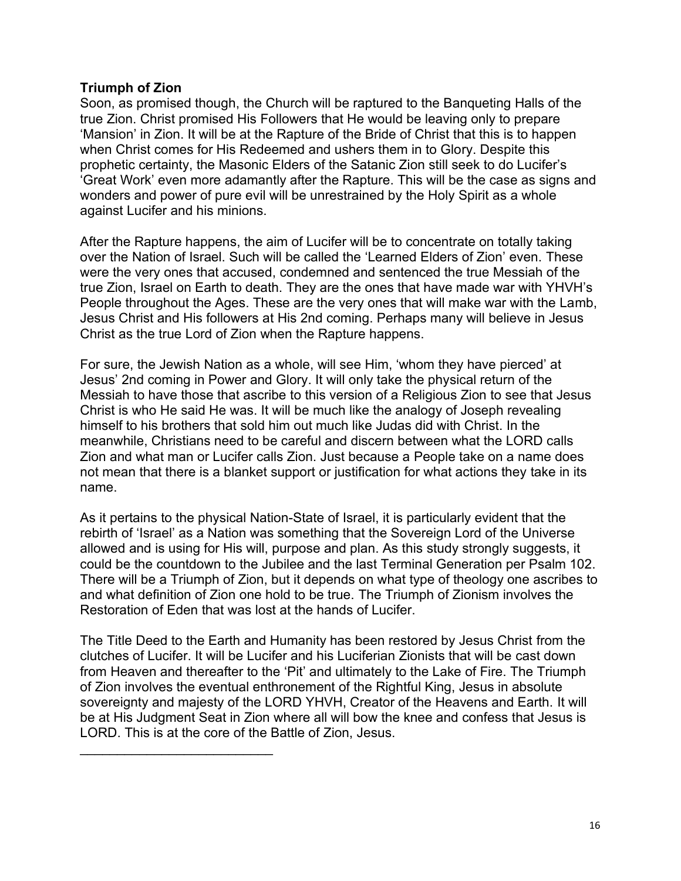**Triumph of Zion**

Soon, as promised though, the Church will be raptured to the Banqueting Halls of the true Zion. Christ promised His Followers that He would be leaving only to prepare 'Mansion' in Zion. It will be at the Rapture of the Bride of Christ that this is to happen when Christ comes for His Redeemed and ushers them in to Glory. Despite this prophetic certainty, the Masonic Elders of the Satanic Zion still seek to do Lucifer's 'Great Work' even more adamantly after the Rapture. This will be the case as signs and wonders and power of pure evil will be unrestrained by the Holy Spirit as a whole against Lucifer and his minions.

After the Rapture happens, the aim of Lucifer will be to concentrate on totally taking over the Nation of Israel. Such will be called the 'Learned Elders of Zion' even. These were the very ones that accused, condemned and sentenced the true Messiah of the true Zion, Israel on Earth to death. They are the ones that have made war with YHVH's People throughout the Ages. These are the very ones that will make war with the Lamb, Jesus Christ and His followers at His 2nd coming. Perhaps many will believe in Jesus Christ as the true Lord of Zion when the Rapture happens.

For sure, the Jewish Nation as a whole, will see Him, 'whom they have pierced' at Jesus' 2nd coming in Power and Glory. It will only take the physical return of the Messiah to have those that ascribe to this version of a Religious Zion to see that Jesus Christ is who He said He was. It will be much like the analogy of Joseph revealing himself to his brothers that sold him out much like Judas did with Christ. In the meanwhile, Christians need to be careful and discern between what the LORD calls Zion and what man or Lucifer calls Zion. Just because a People take on a name does not mean that there is a blanket support or justification for what actions they take in its name.

As it pertains to the physical Nation-State of Israel, it is particularly evident that the rebirth of 'Israel' as a Nation was something that the Sovereign Lord of the Universe allowed and is using for His will, purpose and plan. As this study strongly suggests, it could be the countdown to the Jubilee and the last Terminal Generation per Psalm 102. There will be a Triumph of Zion, but it depends on what type of theology one ascribes to and what definition of Zion one hold to be true. The Triumph of Zionism involves the Restoration of Eden that was lost at the hands of Lucifer.

The Title Deed to the Earth and Humanity has been restored by Jesus Christ from the clutches of Lucifer. It will be Lucifer and his Luciferian Zionists that will be cast down from Heaven and thereafter to the 'Pit' and ultimately to the Lake of Fire. The Triumph of Zion involves the eventual enthronement of the Rightful King, Jesus in absolute sovereignty and majesty of the LORD YHVH, Creator of the Heavens and Earth. It will be at His Judgment Seat in Zion where all will bow the knee and confess that Jesus is LORD. This is at the core of the Battle of Zion, Jesus.

___________________________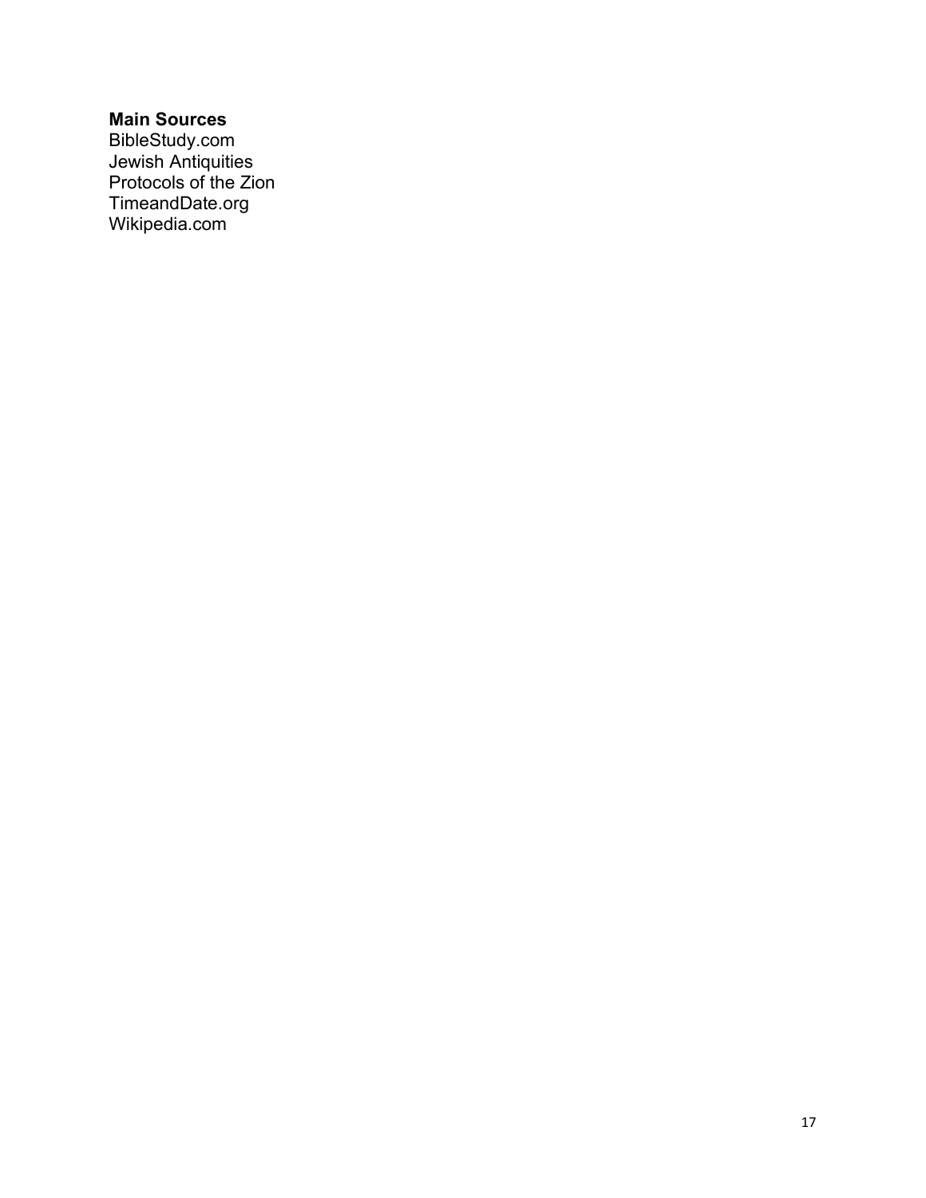**Main Sources**

BibleStudy.com
Jewish Antiquities
Protocols of the Zion
TimeandDate.org
Wikipedia.com